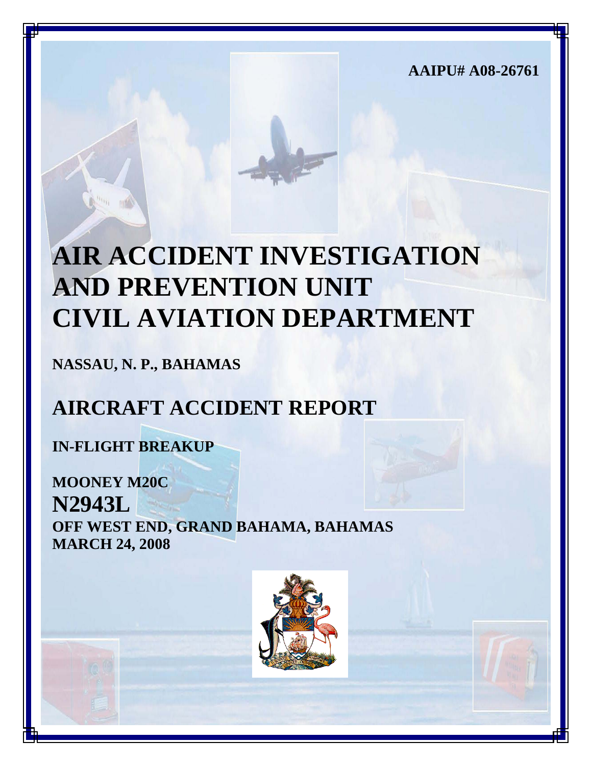AAIPU# A08-26761

# AIR ACCIDENT INVESTIGATION AND PREVENTION UNIT CIVIL AVIATION DEPARTMENT

**NASSAU, N. P., BAHAMAS**

## AIRCRAFT ACCIDENT REPORT

**IN-FLIGHT BREAKUP**

**MOONEY M20C**

**N2943L**

**OFF WEST END, GRAND BAHAMA, BAHAMAS**

**MARCH 24, 2008**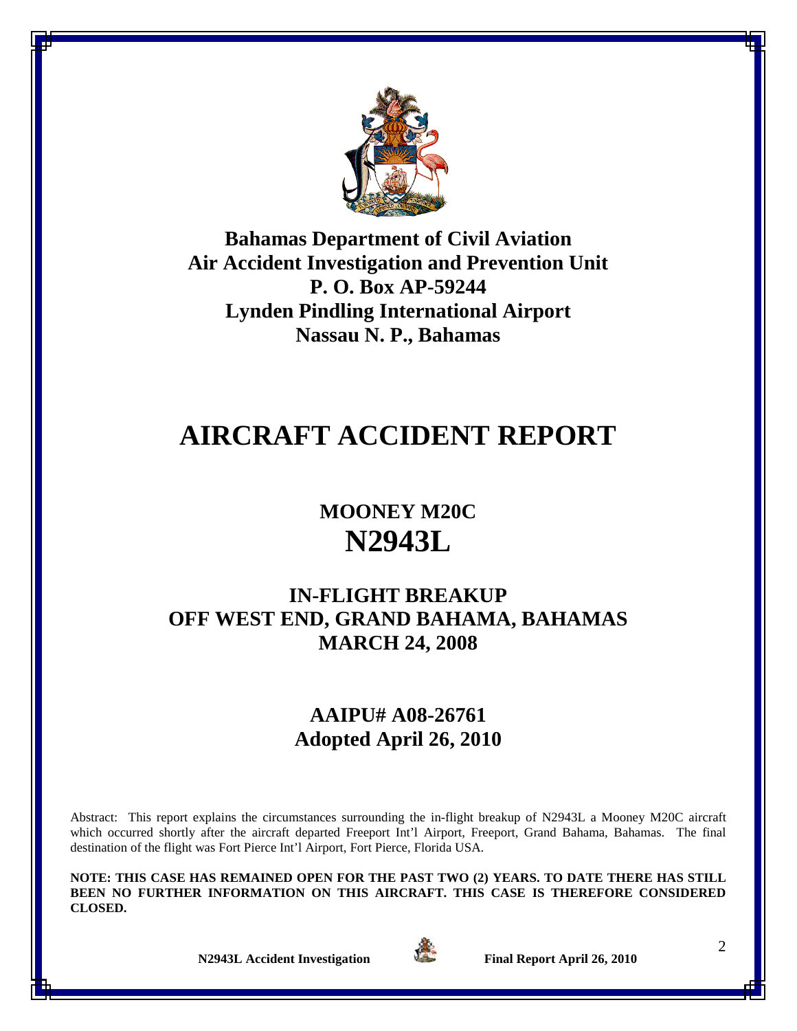**Bahamas Department of Civil Aviation**
**Air Accident Investigation and Prevention Unit**
**P. O. Box AP-59244**
**Lynden Pindling International Airport**
**Nassau N. P., Bahamas**

# AIRCRAFT ACCIDENT REPORT

## MOONEY M20C
## N2943L

## IN-FLIGHT BREAKUP
## OFF WEST END, GRAND BAHAMA, BAHAMAS
## MARCH 24, 2008

## AAIPU# A08-26761
## Adopted April 26, 2010

Abstract: This report explains the circumstances surrounding the in-flight breakup of N2943L a Mooney M20C aircraft which occurred shortly after the aircraft departed Freeport Int'l Airport, Freeport, Grand Bahama, Bahamas. The final destination of the flight was Fort Pierce Int'l Airport, Fort Pierce, Florida USA.

**NOTE: THIS CASE HAS REMAINED OPEN FOR THE PAST TWO (2) YEARS. TO DATE THERE HAS STILL BEEN NO FURTHER INFORMATION ON THIS AIRCRAFT. THIS CASE IS THEREFORE CONSIDERED CLOSED.**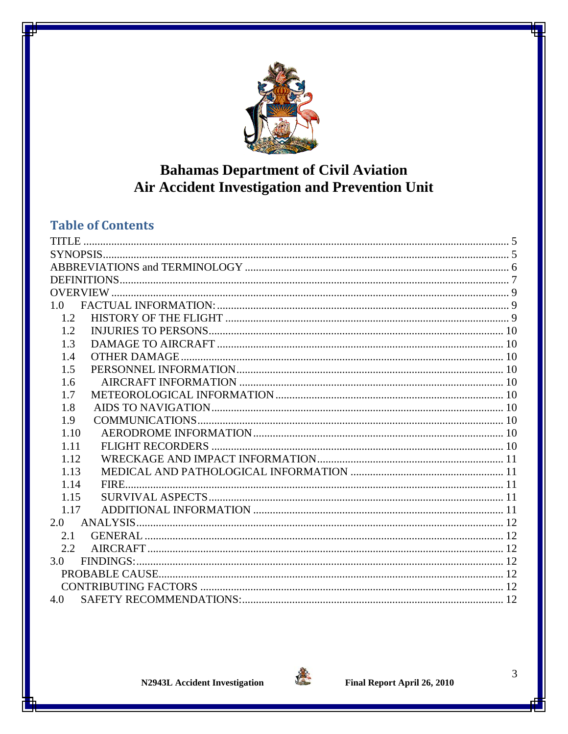# Bahamas Department of Civil Aviation
# Air Accident Investigation and Prevention Unit

## Table of Contents

| | | |
|---|---|---|
| TITLE | | 5 |
| SYNOPSIS | | 5 |
| ABBREVIATIONS and TERMINOLOGY | | 6 |
| DEFINITIONS | | 7 |
| OVERVIEW | | 9 |
| 1.0 | FACTUAL INFORMATION: | 9 |
| 1.2 | HISTORY OF THE FLIGHT | 9 |
| 1.2 | INJURIES TO PERSONS | 10 |
| 1.3 | DAMAGE TO AIRCRAFT | 10 |
| 1.4 | OTHER DAMAGE | 10 |
| 1.5 | PERSONNEL INFORMATION | 10 |
| 1.6 | AIRCRAFT INFORMATION | 10 |
| 1.7 | METEOROLOGICAL INFORMATION | 10 |
| 1.8 | AIDS TO NAVIGATION | 10 |
| 1.9 | COMMUNICATIONS | 10 |
| 1.10 | AERODROME INFORMATION | 10 |
| 1.11 | FLIGHT RECORDERS | 10 |
| 1.12 | WRECKAGE AND IMPACT INFORMATION | 11 |
| 1.13 | MEDICAL AND PATHOLOGICAL INFORMATION | 11 |
| 1.14 | FIRE | 11 |
| 1.15 | SURVIVAL ASPECTS | 11 |
| 1.17 | ADDITIONAL INFORMATION | 11 |
| 2.0 | ANALYSIS | 12 |
| 2.1 | GENERAL | 12 |
| 2.2 | AIRCRAFT | 12 |
| 3.0 | FINDINGS: | 12 |
| | PROBABLE CAUSE | 12 |
| | CONTRIBUTING FACTORS | 12 |
| 4.0 | SAFETY RECOMMENDATIONS: | 12 |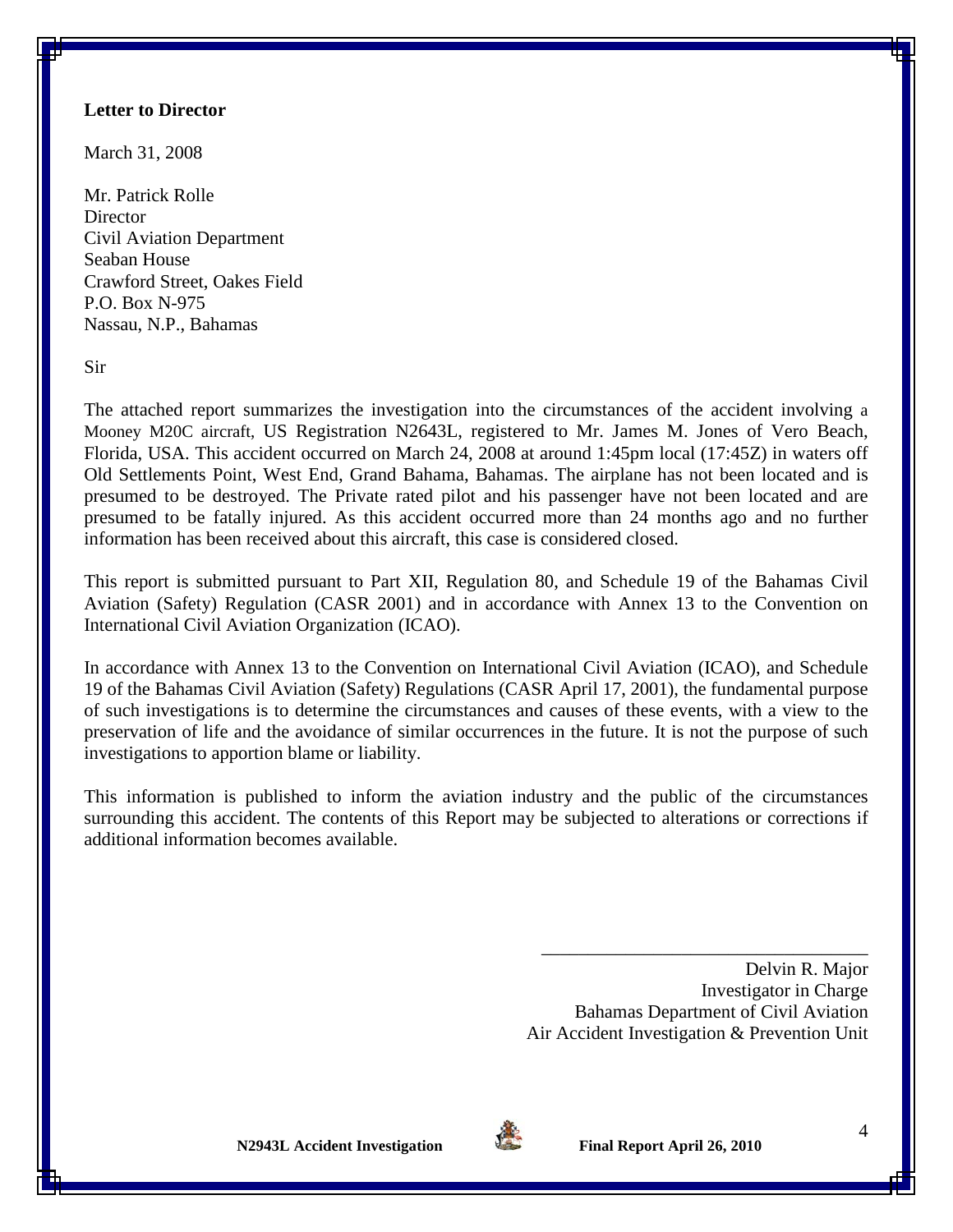**Letter to Director**

March 31, 2008

Mr. Patrick Rolle  
Director  
Civil Aviation Department  
Seaban House  
Crawford Street, Oakes Field  
P.O. Box N-975  
Nassau, N.P., Bahamas

Sir

The attached report summarizes the investigation into the circumstances of the accident involving a Mooney M20C aircraft, US Registration N2643L, registered to Mr. James M. Jones of Vero Beach, Florida, USA. This accident occurred on March 24, 2008 at around 1:45pm local (17:45Z) in waters off Old Settlements Point, West End, Grand Bahama, Bahamas. The airplane has not been located and is presumed to be destroyed. The Private rated pilot and his passenger have not been located and are presumed to be fatally injured. As this accident occurred more than 24 months ago and no further information has been received about this aircraft, this case is considered closed.

This report is submitted pursuant to Part XII, Regulation 80, and Schedule 19 of the Bahamas Civil Aviation (Safety) Regulation (CASR 2001) and in accordance with Annex 13 to the Convention on International Civil Aviation Organization (ICAO).

In accordance with Annex 13 to the Convention on International Civil Aviation (ICAO), and Schedule 19 of the Bahamas Civil Aviation (Safety) Regulations (CASR April 17, 2001), the fundamental purpose of such investigations is to determine the circumstances and causes of these events, with a view to the preservation of life and the avoidance of similar occurrences in the future. It is not the purpose of such investigations to apportion blame or liability.

This information is published to inform the aviation industry and the public of the circumstances surrounding this accident. The contents of this Report may be subjected to alterations or corrections if additional information becomes available.

\_\_\_\_\_\_\_\_\_\_\_\_\_\_\_\_\_\_\_\_\_\_\_\_\_\_\_\_\_\_\_\_\_\_\_\_

Delvin R. Major  
Investigator in Charge  
Bahamas Department of Civil Aviation  
Air Accident Investigation & Prevention Unit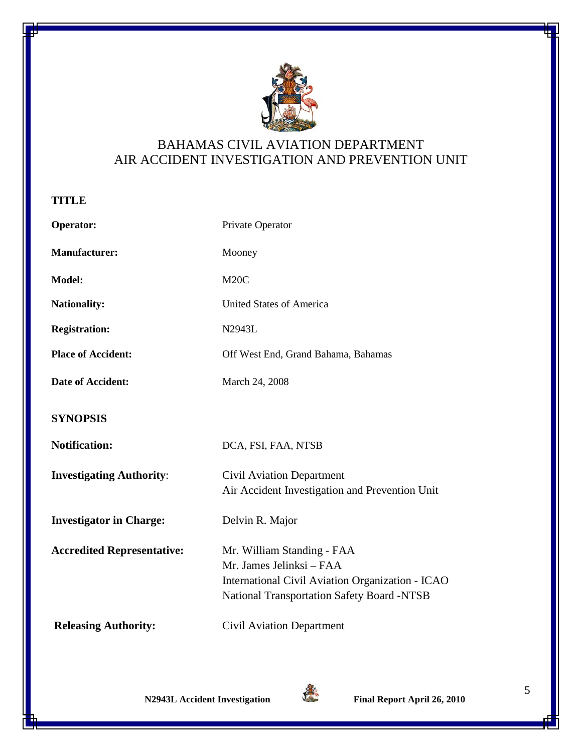BAHAMAS CIVIL AVIATION DEPARTMENT
AIR ACCIDENT INVESTIGATION AND PREVENTION UNIT

## TITLE

**Operator:** Private Operator

**Manufacturer:** Mooney

**Model:** M20C

**Nationality:** United States of America

**Registration:** N2943L

**Place of Accident:** Off West End, Grand Bahama, Bahamas

**Date of Accident:** March 24, 2008

## SYNOPSIS

**Notification:** DCA, FSI, FAA, NTSB

**Investigating Authority:** Civil Aviation Department
Air Accident Investigation and Prevention Unit

**Investigator in Charge:** Delvin R. Major

**Accredited Representative:** Mr. William Standing - FAA
Mr. James Jelinksi – FAA
International Civil Aviation Organization - ICAO
National Transportation Safety Board -NTSB

**Releasing Authority:** Civil Aviation Department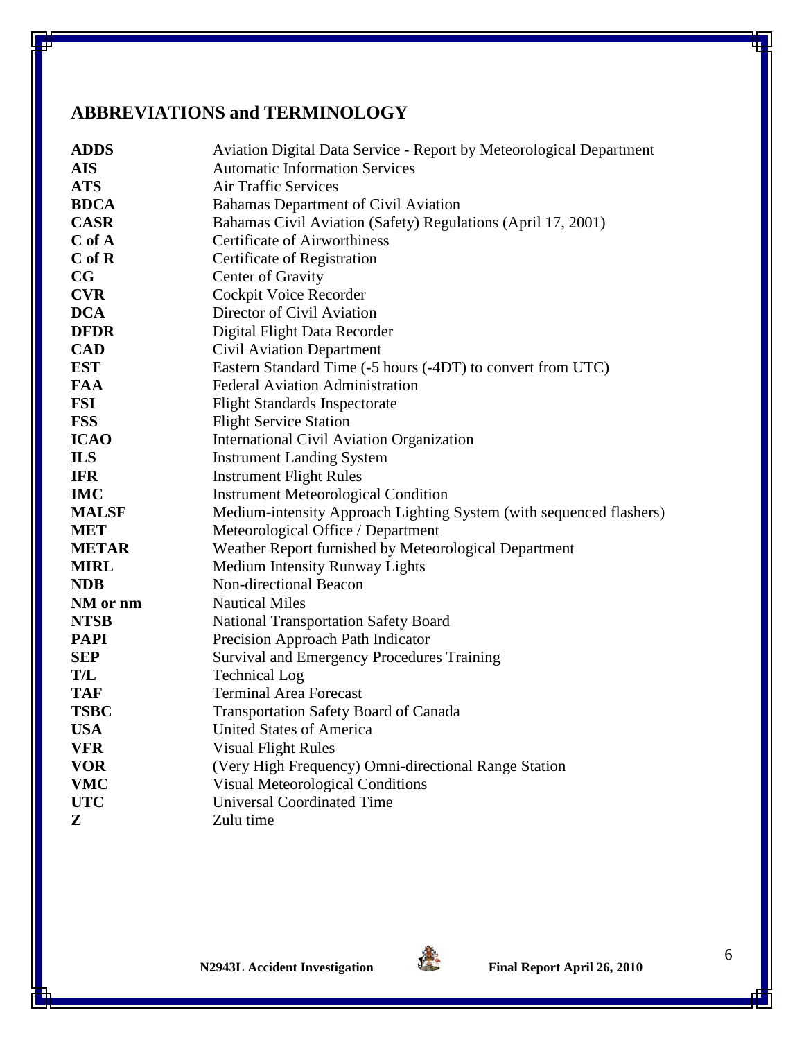## ABBREVIATIONS and TERMINOLOGY

| | |
|---|---|
| **ADDS** | Aviation Digital Data Service - Report by Meteorological Department |
| **AIS** | Automatic Information Services |
| **ATS** | Air Traffic Services |
| **BDCA** | Bahamas Department of Civil Aviation |
| **CASR** | Bahamas Civil Aviation (Safety) Regulations (April 17, 2001) |
| **C of A** | Certificate of Airworthiness |
| **C of R** | Certificate of Registration |
| **CG** | Center of Gravity |
| **CVR** | Cockpit Voice Recorder |
| **DCA** | Director of Civil Aviation |
| **DFDR** | Digital Flight Data Recorder |
| **CAD** | Civil Aviation Department |
| **EST** | Eastern Standard Time (-5 hours (-4DT) to convert from UTC) |
| **FAA** | Federal Aviation Administration |
| **FSI** | Flight Standards Inspectorate |
| **FSS** | Flight Service Station |
| **ICAO** | International Civil Aviation Organization |
| **ILS** | Instrument Landing System |
| **IFR** | Instrument Flight Rules |
| **IMC** | Instrument Meteorological Condition |
| **MALSF** | Medium-intensity Approach Lighting System (with sequenced flashers) |
| **MET** | Meteorological Office / Department |
| **METAR** | Weather Report furnished by Meteorological Department |
| **MIRL** | Medium Intensity Runway Lights |
| **NDB** | Non-directional Beacon |
| **NM or nm** | Nautical Miles |
| **NTSB** | National Transportation Safety Board |
| **PAPI** | Precision Approach Path Indicator |
| **SEP** | Survival and Emergency Procedures Training |
| **T/L** | Technical Log |
| **TAF** | Terminal Area Forecast |
| **TSBC** | Transportation Safety Board of Canada |
| **USA** | United States of America |
| **VFR** | Visual Flight Rules |
| **VOR** | (Very High Frequency) Omni-directional Range Station |
| **VMC** | Visual Meteorological Conditions |
| **UTC** | Universal Coordinated Time |
| **Z** | Zulu time |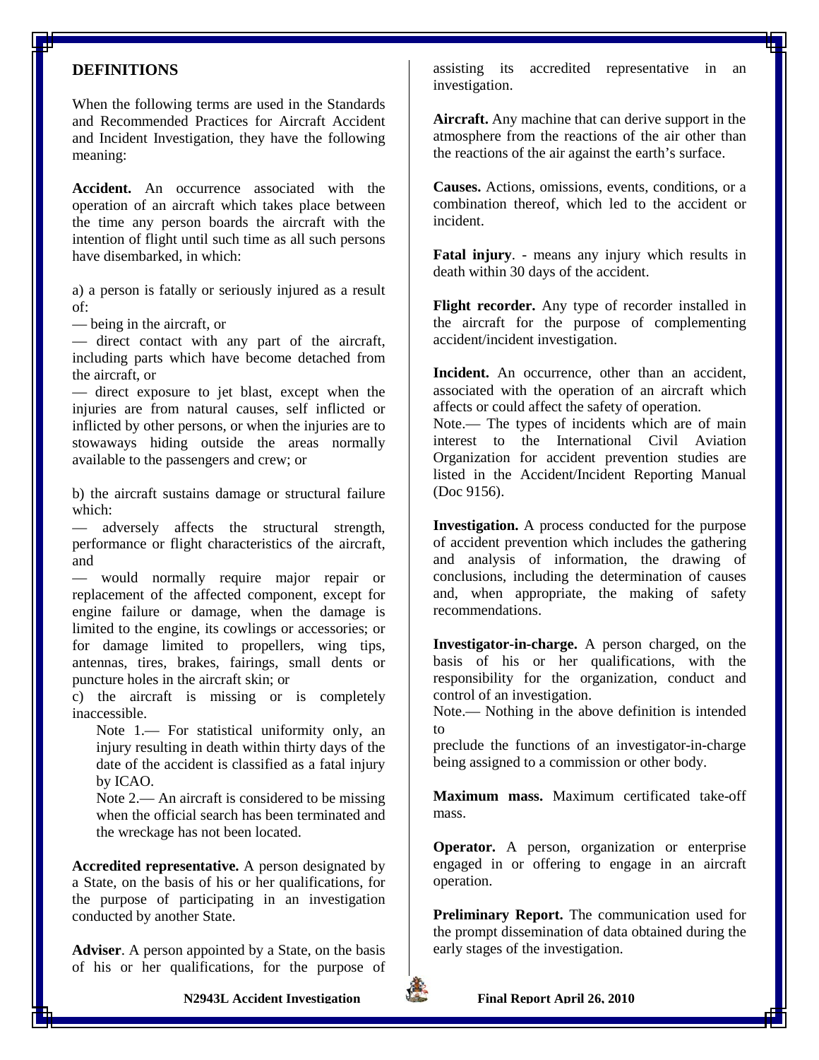## DEFINITIONS

When the following terms are used in the Standards and Recommended Practices for Aircraft Accident and Incident Investigation, they have the following meaning:

**Accident.** An occurrence associated with the operation of an aircraft which takes place between the time any person boards the aircraft with the intention of flight until such time as all such persons have disembarked, in which:

a) a person is fatally or seriously injured as a result of:

— being in the aircraft, or

— direct contact with any part of the aircraft, including parts which have become detached from the aircraft, or

— direct exposure to jet blast, except when the injuries are from natural causes, self inflicted or inflicted by other persons, or when the injuries are to stowaways hiding outside the areas normally available to the passengers and crew; or

b) the aircraft sustains damage or structural failure which:

— adversely affects the structural strength, performance or flight characteristics of the aircraft, and

— would normally require major repair or replacement of the affected component, except for engine failure or damage, when the damage is limited to the engine, its cowlings or accessories; or for damage limited to propellers, wing tips, antennas, tires, brakes, fairings, small dents or puncture holes in the aircraft skin; or

c) the aircraft is missing or is completely inaccessible.

Note 1.— For statistical uniformity only, an injury resulting in death within thirty days of the date of the accident is classified as a fatal injury by ICAO.

Note 2.— An aircraft is considered to be missing when the official search has been terminated and the wreckage has not been located.

**Accredited representative.** A person designated by a State, on the basis of his or her qualifications, for the purpose of participating in an investigation conducted by another State.

**Adviser**. A person appointed by a State, on the basis of his or her qualifications, for the purpose of assisting its accredited representative in an investigation.

**Aircraft.** Any machine that can derive support in the atmosphere from the reactions of the air other than the reactions of the air against the earth's surface.

**Causes.** Actions, omissions, events, conditions, or a combination thereof, which led to the accident or incident.

**Fatal injury**. - means any injury which results in death within 30 days of the accident.

**Flight recorder.** Any type of recorder installed in the aircraft for the purpose of complementing accident/incident investigation.

**Incident.** An occurrence, other than an accident, associated with the operation of an aircraft which affects or could affect the safety of operation.

Note.— The types of incidents which are of main interest to the International Civil Aviation Organization for accident prevention studies are listed in the Accident/Incident Reporting Manual (Doc 9156).

**Investigation.** A process conducted for the purpose of accident prevention which includes the gathering and analysis of information, the drawing of conclusions, including the determination of causes and, when appropriate, the making of safety recommendations.

**Investigator-in-charge.** A person charged, on the basis of his or her qualifications, with the responsibility for the organization, conduct and control of an investigation.

Note.— Nothing in the above definition is intended to preclude the functions of an investigator-in-charge being assigned to a commission or other body.

**Maximum mass.** Maximum certificated take-off mass.

**Operator.** A person, organization or enterprise engaged in or offering to engage in an aircraft operation.

**Preliminary Report.** The communication used for the prompt dissemination of data obtained during the early stages of the investigation.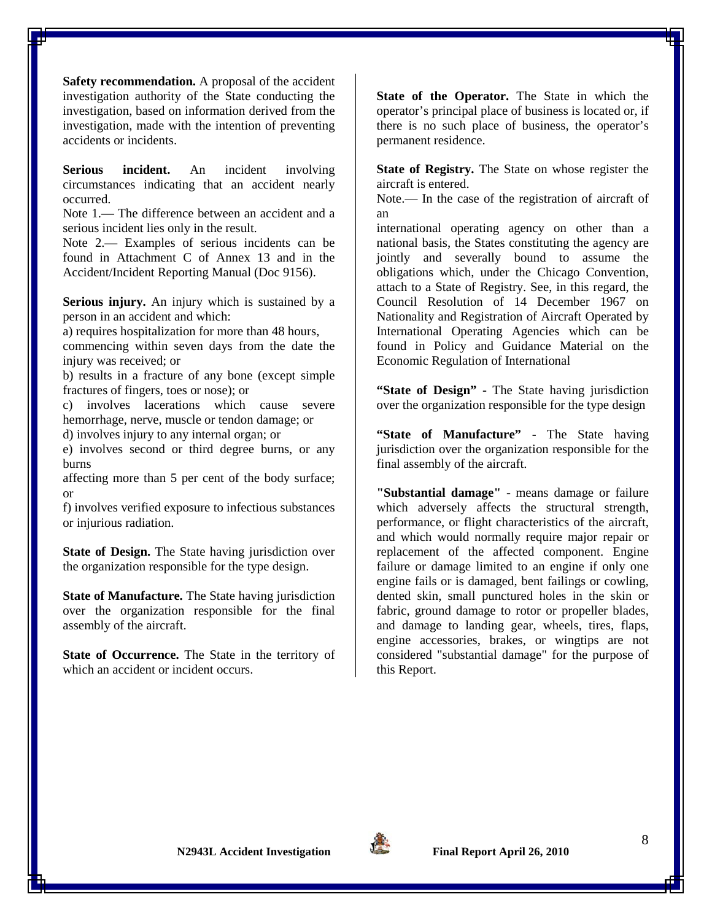**Safety recommendation.** A proposal of the accident investigation authority of the State conducting the investigation, based on information derived from the investigation, made with the intention of preventing accidents or incidents.

**Serious incident.** An incident involving circumstances indicating that an accident nearly occurred.

Note 1.— The difference between an accident and a serious incident lies only in the result.

Note 2.— Examples of serious incidents can be found in Attachment C of Annex 13 and in the Accident/Incident Reporting Manual (Doc 9156).

**Serious injury.** An injury which is sustained by a person in an accident and which:

a) requires hospitalization for more than 48 hours, commencing within seven days from the date the injury was received; or

b) results in a fracture of any bone (except simple fractures of fingers, toes or nose); or

c) involves lacerations which cause severe hemorrhage, nerve, muscle or tendon damage; or

d) involves injury to any internal organ; or

e) involves second or third degree burns, or any burns affecting more than 5 per cent of the body surface; or

f) involves verified exposure to infectious substances or injurious radiation.

**State of Design.** The State having jurisdiction over the organization responsible for the type design.

**State of Manufacture.** The State having jurisdiction over the organization responsible for the final assembly of the aircraft.

**State of Occurrence.** The State in the territory of which an accident or incident occurs.

**State of the Operator.** The State in which the operator's principal place of business is located or, if there is no such place of business, the operator's permanent residence.

**State of Registry.** The State on whose register the aircraft is entered.

Note.— In the case of the registration of aircraft of an international operating agency on other than a national basis, the States constituting the agency are jointly and severally bound to assume the obligations which, under the Chicago Convention, attach to a State of Registry. See, in this regard, the Council Resolution of 14 December 1967 on Nationality and Registration of Aircraft Operated by International Operating Agencies which can be found in Policy and Guidance Material on the Economic Regulation of International

**"State of Design"** - The State having jurisdiction over the organization responsible for the type design

**"State of Manufacture"** - The State having jurisdiction over the organization responsible for the final assembly of the aircraft.

**"Substantial damage"** - means damage or failure which adversely affects the structural strength, performance, or flight characteristics of the aircraft, and which would normally require major repair or replacement of the affected component. Engine failure or damage limited to an engine if only one engine fails or is damaged, bent failings or cowling, dented skin, small punctured holes in the skin or fabric, ground damage to rotor or propeller blades, and damage to landing gear, wheels, tires, flaps, engine accessories, brakes, or wingtips are not considered "substantial damage" for the purpose of this Report.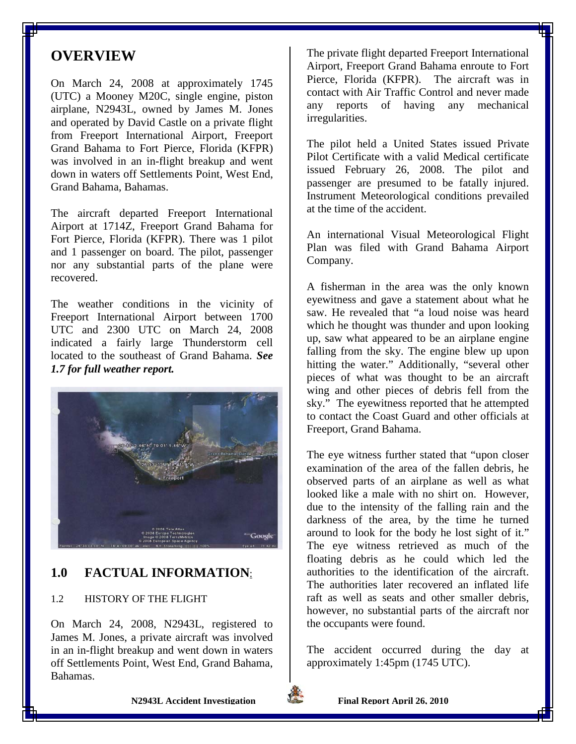# OVERVIEW

On March 24, 2008 at approximately 1745 (UTC) a Mooney M20C, single engine, piston airplane, N2943L, owned by James M. Jones and operated by David Castle on a private flight from Freeport International Airport, Freeport Grand Bahama to Fort Pierce, Florida (KFPR) was involved in an in-flight breakup and went down in waters off Settlements Point, West End, Grand Bahama, Bahamas.

The aircraft departed Freeport International Airport at 1714Z, Freeport Grand Bahama for Fort Pierce, Florida (KFPR). There was 1 pilot and 1 passenger on board. The pilot, passenger nor any substantial parts of the plane were recovered.

The weather conditions in the vicinity of Freeport International Airport between 1700 UTC and 2300 UTC on March 24, 2008 indicated a fairly large Thunderstorm cell located to the southeast of Grand Bahama. ***See 1.7 for full weather report.***

## 1.0 FACTUAL INFORMATION:

### 1.2 HISTORY OF THE FLIGHT

On March 24, 2008, N2943L, registered to James M. Jones, a private aircraft was involved in an in-flight breakup and went down in waters off Settlements Point, West End, Grand Bahama, Bahamas.

The private flight departed Freeport International Airport, Freeport Grand Bahama enroute to Fort Pierce, Florida (KFPR). The aircraft was in contact with Air Traffic Control and never made any reports of having any mechanical irregularities.

The pilot held a United States issued Private Pilot Certificate with a valid Medical certificate issued February 26, 2008. The pilot and passenger are presumed to be fatally injured. Instrument Meteorological conditions prevailed at the time of the accident.

An international Visual Meteorological Flight Plan was filed with Grand Bahama Airport Company.

A fisherman in the area was the only known eyewitness and gave a statement about what he saw. He revealed that "a loud noise was heard which he thought was thunder and upon looking up, saw what appeared to be an airplane engine falling from the sky. The engine blew up upon hitting the water." Additionally, "several other pieces of what was thought to be an aircraft wing and other pieces of debris fell from the sky." The eyewitness reported that he attempted to contact the Coast Guard and other officials at Freeport, Grand Bahama.

The eye witness further stated that "upon closer examination of the area of the fallen debris, he observed parts of an airplane as well as what looked like a male with no shirt on. However, due to the intensity of the falling rain and the darkness of the area, by the time he turned around to look for the body he lost sight of it." The eye witness retrieved as much of the floating debris as he could which led the authorities to the identification of the aircraft. The authorities later recovered an inflated life raft as well as seats and other smaller debris, however, no substantial parts of the aircraft nor the occupants were found.

The accident occurred during the day at approximately 1:45pm (1745 UTC).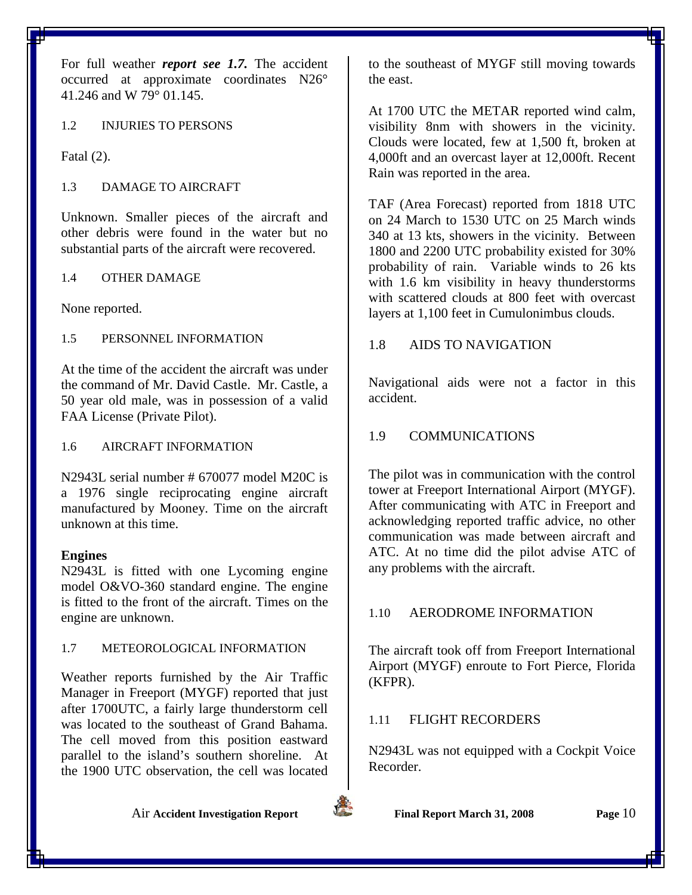For full weather ***report see 1.7.*** The accident occurred at approximate coordinates N26° 41.246 and W 79° 01.145.

## 1.2 INJURIES TO PERSONS

Fatal (2).

## 1.3 DAMAGE TO AIRCRAFT

Unknown. Smaller pieces of the aircraft and other debris were found in the water but no substantial parts of the aircraft were recovered.

## 1.4 OTHER DAMAGE

None reported.

## 1.5 PERSONNEL INFORMATION

At the time of the accident the aircraft was under the command of Mr. David Castle. Mr. Castle, a 50 year old male, was in possession of a valid FAA License (Private Pilot).

## 1.6 AIRCRAFT INFORMATION

N2943L serial number # 670077 model M20C is a 1976 single reciprocating engine aircraft manufactured by Mooney. Time on the aircraft unknown at this time.

**Engines**

N2943L is fitted with one Lycoming engine model O&VO-360 standard engine. The engine is fitted to the front of the aircraft. Times on the engine are unknown.

## 1.7 METEOROLOGICAL INFORMATION

Weather reports furnished by the Air Traffic Manager in Freeport (MYGF) reported that just after 1700UTC, a fairly large thunderstorm cell was located to the southeast of Grand Bahama. The cell moved from this position eastward parallel to the island's southern shoreline. At the 1900 UTC observation, the cell was located to the southeast of MYGF still moving towards the east.

At 1700 UTC the METAR reported wind calm, visibility 8nm with showers in the vicinity. Clouds were located, few at 1,500 ft, broken at 4,000ft and an overcast layer at 12,000ft. Recent Rain was reported in the area.

TAF (Area Forecast) reported from 1818 UTC on 24 March to 1530 UTC on 25 March winds 340 at 13 kts, showers in the vicinity. Between 1800 and 2200 UTC probability existed for 30% probability of rain. Variable winds to 26 kts with 1.6 km visibility in heavy thunderstorms with scattered clouds at 800 feet with overcast layers at 1,100 feet in Cumulonimbus clouds.

## 1.8 AIDS TO NAVIGATION

Navigational aids were not a factor in this accident.

## 1.9 COMMUNICATIONS

The pilot was in communication with the control tower at Freeport International Airport (MYGF). After communicating with ATC in Freeport and acknowledging reported traffic advice, no other communication was made between aircraft and ATC. At no time did the pilot advise ATC of any problems with the aircraft.

## 1.10 AERODROME INFORMATION

The aircraft took off from Freeport International Airport (MYGF) enroute to Fort Pierce, Florida (KFPR).

## 1.11 FLIGHT RECORDERS

N2943L was not equipped with a Cockpit Voice Recorder.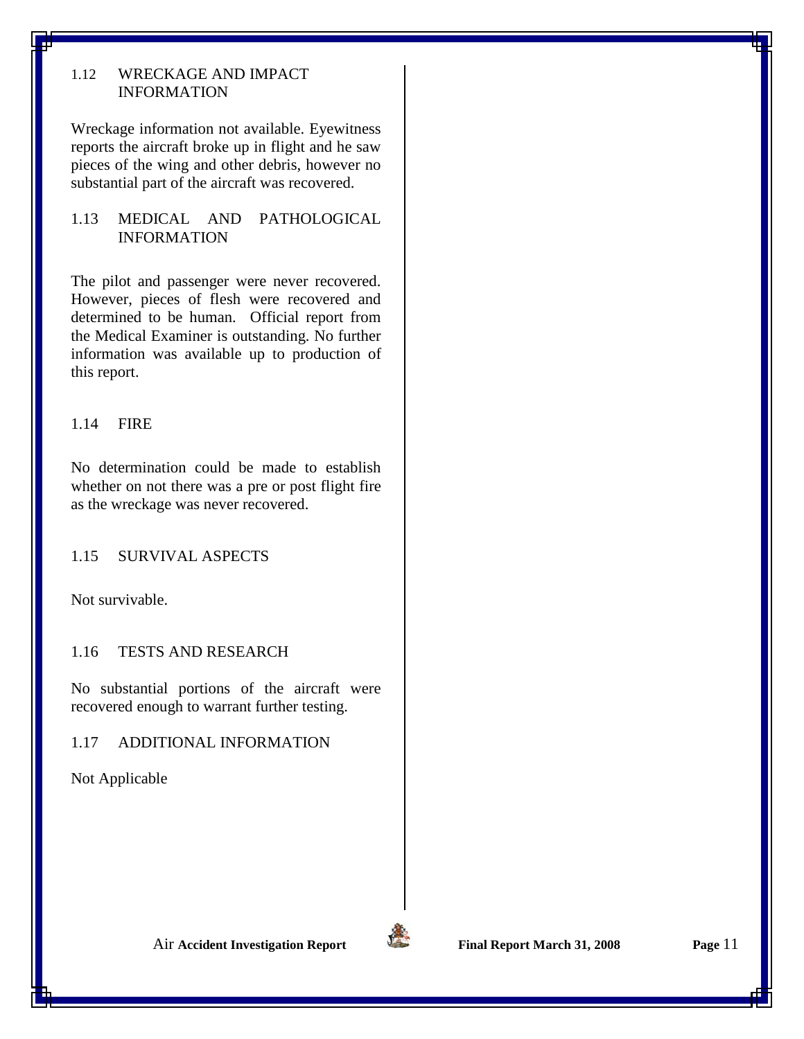## 1.12 WRECKAGE AND IMPACT INFORMATION

Wreckage information not available. Eyewitness reports the aircraft broke up in flight and he saw pieces of the wing and other debris, however no substantial part of the aircraft was recovered.

## 1.13 MEDICAL AND PATHOLOGICAL INFORMATION

The pilot and passenger were never recovered. However, pieces of flesh were recovered and determined to be human. Official report from the Medical Examiner is outstanding. No further information was available up to production of this report.

## 1.14 FIRE

No determination could be made to establish whether on not there was a pre or post flight fire as the wreckage was never recovered.

## 1.15 SURVIVAL ASPECTS

Not survivable.

## 1.16 TESTS AND RESEARCH

No substantial portions of the aircraft were recovered enough to warrant further testing.

## 1.17 ADDITIONAL INFORMATION

Not Applicable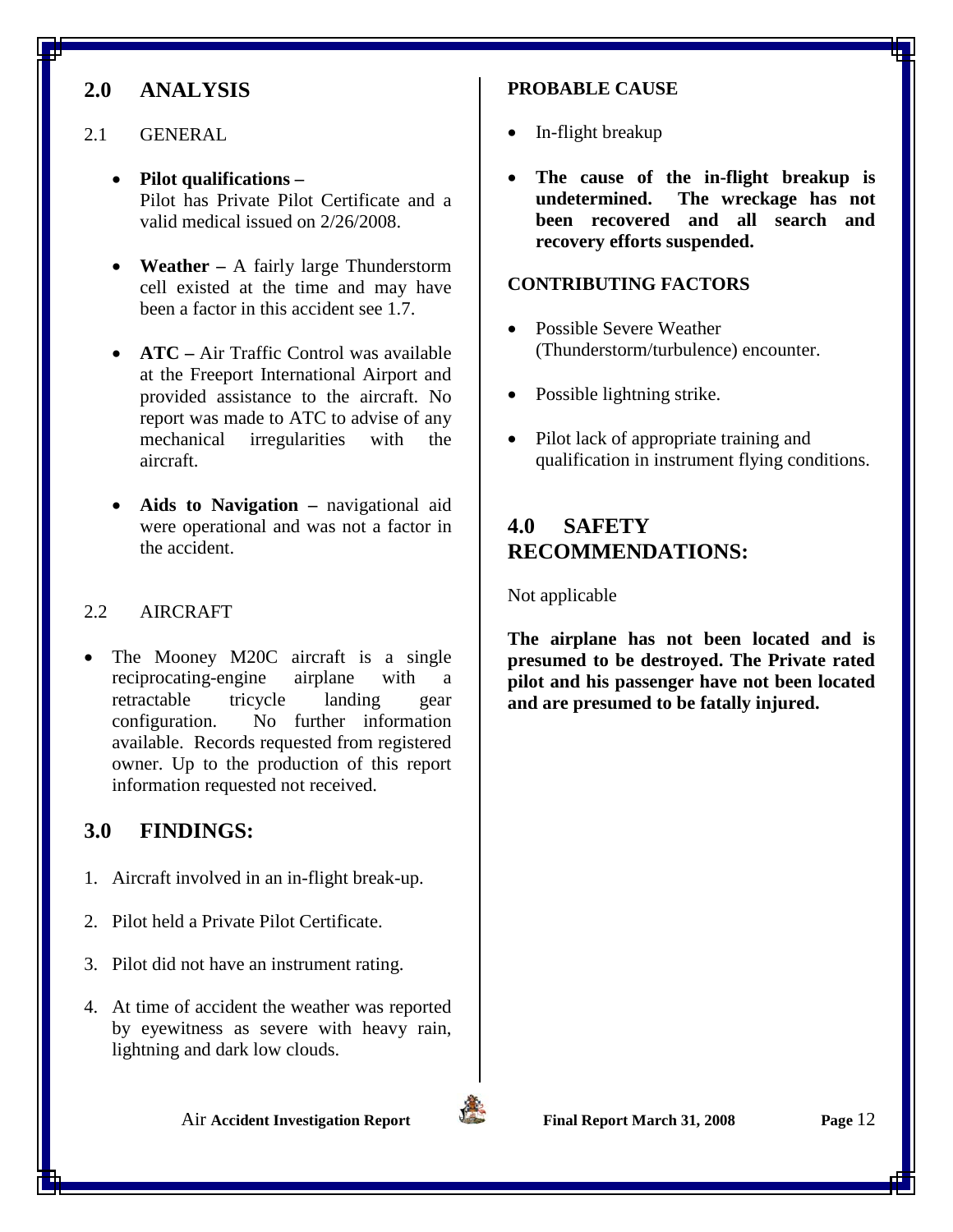## 2.0 ANALYSIS

2.1 GENERAL

- **Pilot qualifications –** Pilot has Private Pilot Certificate and a valid medical issued on 2/26/2008.

- **Weather –** A fairly large Thunderstorm cell existed at the time and may have been a factor in this accident see 1.7.

- **ATC –** Air Traffic Control was available at the Freeport International Airport and provided assistance to the aircraft. No report was made to ATC to advise of any mechanical irregularities with the aircraft.

- **Aids to Navigation –** navigational aid were operational and was not a factor in the accident.

2.2 AIRCRAFT

- The Mooney M20C aircraft is a single reciprocating-engine airplane with a retractable tricycle landing gear configuration. No further information available. Records requested from registered owner. Up to the production of this report information requested not received.

## 3.0 FINDINGS:

1. Aircraft involved in an in-flight break-up.
2. Pilot held a Private Pilot Certificate.
3. Pilot did not have an instrument rating.
4. At time of accident the weather was reported by eyewitness as severe with heavy rain, lightning and dark low clouds.

**PROBABLE CAUSE**

- In-flight breakup
- **The cause of the in-flight breakup is undetermined. The wreckage has not been recovered and all search and recovery efforts suspended.**

**CONTRIBUTING FACTORS**

- Possible Severe Weather (Thunderstorm/turbulence) encounter.
- Possible lightning strike.
- Pilot lack of appropriate training and qualification in instrument flying conditions.

## 4.0 SAFETY RECOMMENDATIONS:

Not applicable

**The airplane has not been located and is presumed to be destroyed. The Private rated pilot and his passenger have not been located and are presumed to be fatally injured.**